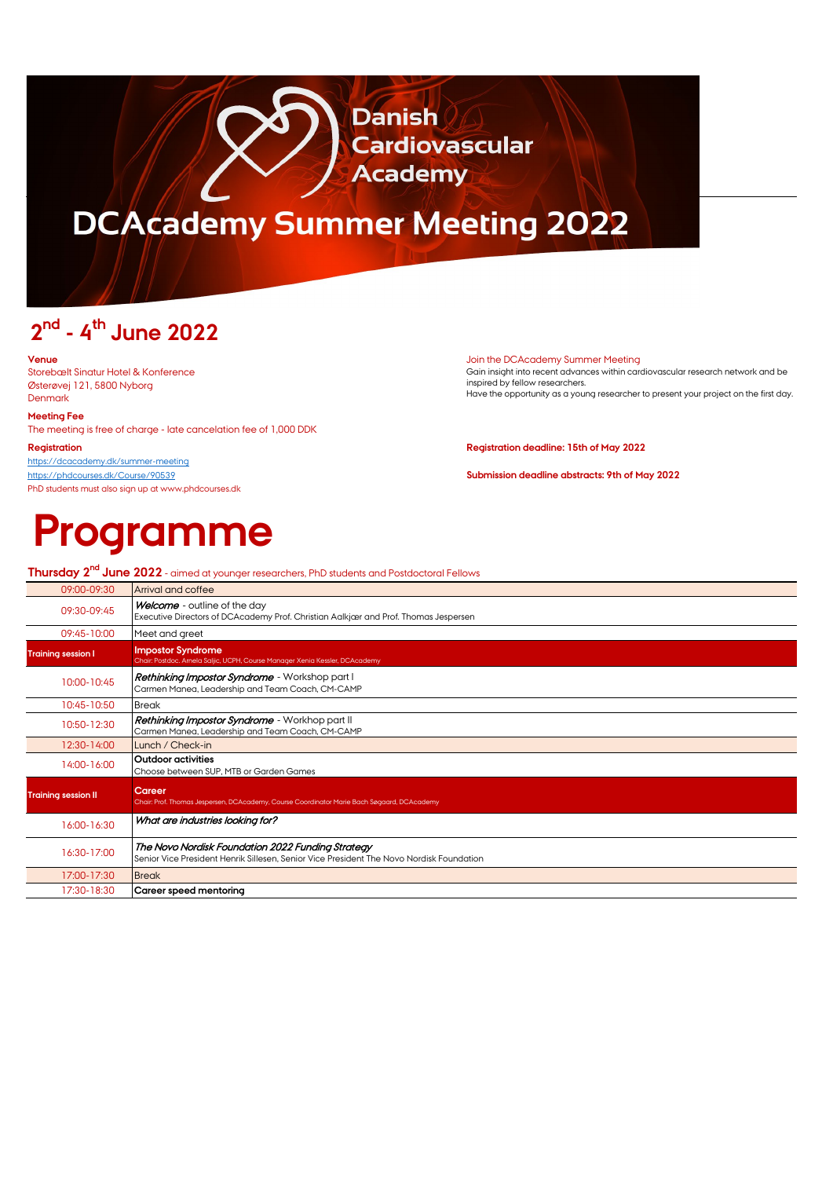# Danish Cardiovascular Academy

# DCAcademy Summer Meeting 2022

## 2nd - 4th June 2022

**Venue**
Storebælt Sinatur Hotel & Konference
Østerøvej 121, 5800 Nyborg
Denmark

**Meeting Fee**
The meeting is free of charge - late cancelation fee of 1,000 DDK

**Registration**
https://dcacademy.dk/summer-meeting
https://phdcourses.dk/Course/90539
PhD students must also sign up at www.phdcourses.dk

Join the DCAcademy Summer Meeting
Gain insight into recent advances within cardiovascular research network and be inspired by fellow researchers.
Have the opportunity as a young researcher to present your project on the first day.

**Registration deadline: 15th of May 2022**

**Submission deadline abstracts: 9th of May 2022**

# Programme

**Thursday 2nd June 2022** - aimed at younger researchers, PhD students and Postdoctoral Fellows

| Time | Session |
|---|---|
| 09:00-09:30 | Arrival and coffee |
| 09:30-09:45 | ***Welcome*** - outline of the day<br>Executive Directors of DCAcademy Prof. Christian Aalkjær and Prof. Thomas Jespersen |
| 09:45-10:00 | Meet and greet |
| **Training session I** | **Impostor Syndrome**<br>Chair: Postdoc. Amela Saljic, UCPH, Course Manager Xenia Kessler, DCAcademy |
| 10:00-10:45 | ***Rethinking Impostor Syndrome*** - Workshop part I<br>Carmen Manea, Leadership and Team Coach, CM-CAMP |
| 10:45-10:50 | Break |
| 10:50-12:30 | ***Rethinking Impostor Syndrome*** - Workhop part II<br>Carmen Manea, Leadership and Team Coach, CM-CAMP |
| 12:30-14:00 | Lunch / Check-in |
| 14:00-16:00 | **Outdoor activities**<br>Choose between SUP, MTB or Garden Games |
| **Training session II** | **Career**<br>Chair: Prof. Thomas Jespersen, DCAcademy, Course Coordinator Marie Bach Søgaard, DCAcademy |
| 16:00-16:30 | ***What are industries looking for?*** |
| 16:30-17:00 | ***The Novo Nordisk Foundation 2022 Funding Strategy***<br>Senior Vice President Henrik Sillesen, Senior Vice President The Novo Nordisk Foundation |
| 17:00-17:30 | Break |
| 17:30-18:30 | **Career speed mentoring** |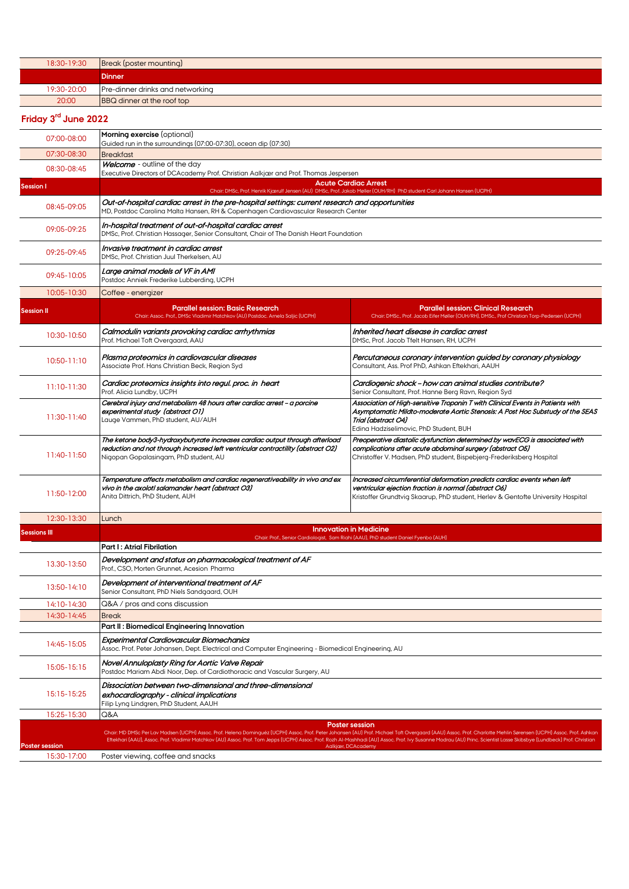| | |
|---|---|
| 18:30-19:30 | Break (poster mounting) |
| | **Dinner** |
| 19:30-20:00 | Pre-dinner drinks and networking |
| 20:00 | BBQ dinner at the roof top |

## Friday 3rd June 2022

| | | |
|---|---|---|
| 07:00-08:00 | **Morning exercise** (optional)<br>Guided run in the surroundings (07:00-07:30), ocean dip (07:30) | |
| 07:30-08:30 | Breakfast | |
| 08:30-08:45 | ***Welcome*** - outline of the day<br>Executive Directors of DCAcademy Prof. Christian Aalkjær and Prof. Thomas Jespersen | |
| **Session I** | **Acute Cardiac Arrest**<br>Chair: DMSc, Prof. Henrik Kjærulf Jensen (AU) DMSc, Prof. Jakob Møller (OUH/RH) PhD student Carl Johann Hansen (UCPH) | |
| 08:45-09:05 | *Out-of-hospital cardiac arrest in the pre-hospital settings: current research and opportunities*<br>MD, Postdoc Carolina Malta Hansen, RH & Copenhagen Cardiovascular Research Center | |
| 09:05-09:25 | *In-hospital treatment of out-of-hospital cardiac arrest*<br>DMSc, Prof. Christian Hassager, Senior Consultant, Chair of The Danish Heart Foundation | |
| 09:25-09:45 | *Invasive treatment in cardiac arrest*<br>DMSc, Prof. Christian Juul Therkelsen, AU | |
| 09:45-10:05 | *Large animal models of VF in AMI*<br>Postdoc Anniek Frederike Lubberding, UCPH | |
| 10:05-10:30 | Coffee - energizer | |
| **Session II** | **Parallel session: Basic Research**<br>Chair: Assoc. Prof., DMSc Vladimir Matchkov (AU) Postdoc. Arnela Saljic (UCPH) | **Parallel session: Clinical Research**<br>Chair: DMSc., Prof. Jacob Eifer Møller (OUH/RH), DMSc., Prof Christian Torp-Pedersen (UCPH) |
| 10:30-10:50 | *Calmodulin variants provoking cardiac arrhythmias*<br>Prof. Michael Toft Overgaard, AAU | *Inherited heart disease in cardiac arrest*<br>DMSc, Prof. Jacob Tfelt Hansen, RH, UCPH |
| 10:50-11:10 | *Plasma proteomics in cardiovascular diseases*<br>Associate Prof. Hans Christian Beck, Region Syd | *Percutaneous coronary intervention guided by coronary physiology*<br>Consultant, Ass. Prof PhD, Ashkan Eftekhari, AAUH |
| 11:10-11:30 | *Cardiac proteomics insights into regul. proc. in heart*<br>Prof. Alicia Lundby, UCPH | *Cardiogenic shock – how can animal studies contribute?*<br>Senior Consultant, Prof. Hanne Berg Ravn, Region Syd |
| 11:30-11:40 | *Cerebral injury and metabolism 48 hours after cardiac arrest – a porcine experimental study (abstract O1)*<br>Lauge Vammen, PhD student, AU/AUH | *Association of High-sensitive Troponin T with Clinical Events in Patients with Asymptomatic Mildto-moderate Aortic Stenosis: A Post Hoc Substudy of the SEAS Trial (abstract O4)*<br>Edina Hadziselimovic, PhD Student, BUH |
| 11:40-11:50 | *The ketone body3-hydroxybutyrate increases cardiac output through afterload reduction and not through increased left ventricular contractility (abstract O2)*<br>Nigopan Gopalasingam, PhD student, AU | *Preoperative diastolic dysfunction determined by wavECG is associated with complications after acute abdominal surgery (abstract O5)*<br>Christoffer V. Madsen, PhD student, Bispebjerg-Frederiksberg Hospital |
| 11:50-12:00 | *Temperature affects metabolism and cardiac regenerativeability in vivo and ex vivo in the axolotl salamander heart (abstract O3)*<br>Anita Dittrich, PhD Student, AUH | *Increased circumferential deformation predicts cardiac events when left ventricular ejection fraction is normal (abstract O6)*<br>Kristoffer Grundtvig Skaarup, PhD student, Herlev & Gentofte University Hospital |
| 12:30-13:30 | Lunch | |
| **Sessions III** | **Innovation in Medicine**<br>Chair: Prof., Senior Cardiologist, Sam Riahi (AAU), PhD student Daniel Fyenbo (AUH) | |
| | **Part I : Atrial Fibrilation** | |
| 13.30-13:50 | *Development and status on pharmacological treatment of AF*<br>Prof., CSO, Morten Grunnet, Acesion Pharma | |
| 13:50-14:10 | *Development of interventional treatment of AF*<br>Senior Consultant, PhD Niels Sandgaard, OUH | |
| 14:10-14:30 | Q&A / pros and cons discussion | |
| 14:30-14:45 | Break | |
| | **Part II : Biomedical Engineering Innovation** | |
| 14:45-15:05 | *Experimental Cardiovascular Biomechanics*<br>Assoc. Prof. Peter Johansen, Dept. Electrical and Computer Engineering - Biomedical Engineering, AU | |
| 15:05-15:15 | *Novel Annuloplasty Ring for Aortic Valve Repair*<br>Postdoc Mariam Abdi Noor, Dep. of Cardiothoracic and Vascular Surgery, AU | |
| 15:15-15:25 | *Dissociation between two-dimensional and three-dimensional exhocardiography - clinical implications*<br>Filip Lyng Lindgren, PhD Student, AAUH | |
| 15:25-15:30 | Q&A | |
| **Poster session** | **Poster session**<br>Chair: MD DMSc Per Lav Madsen (UCPH) Assoc. Prof. Helena Dominguéz (UCPH) Assoc. Prof. Peter Johansen (AU) Prof. Michael Toft Overgaard (AAU) Assoc. Prof. Charlotte Mehlin Sørensen (UCPH) Assoc. Prof. Ashkan Eftekhari (AAU), Assoc. Prof. Vladimir Matchkov (AU) Assoc. Prof. Tom Jepps (UCPH) Assoc. Prof. Rozh Al-Mashhadi (AU) Assoc. Prof. Ivy Susanne Modrau (AU) Princ. Scientist Lasse Skibsbye (Lundbeck) Prof. Christian Aalkjær, DCAcademy | |
| 15:30-17:00 | Poster viewing, coffee and snacks | |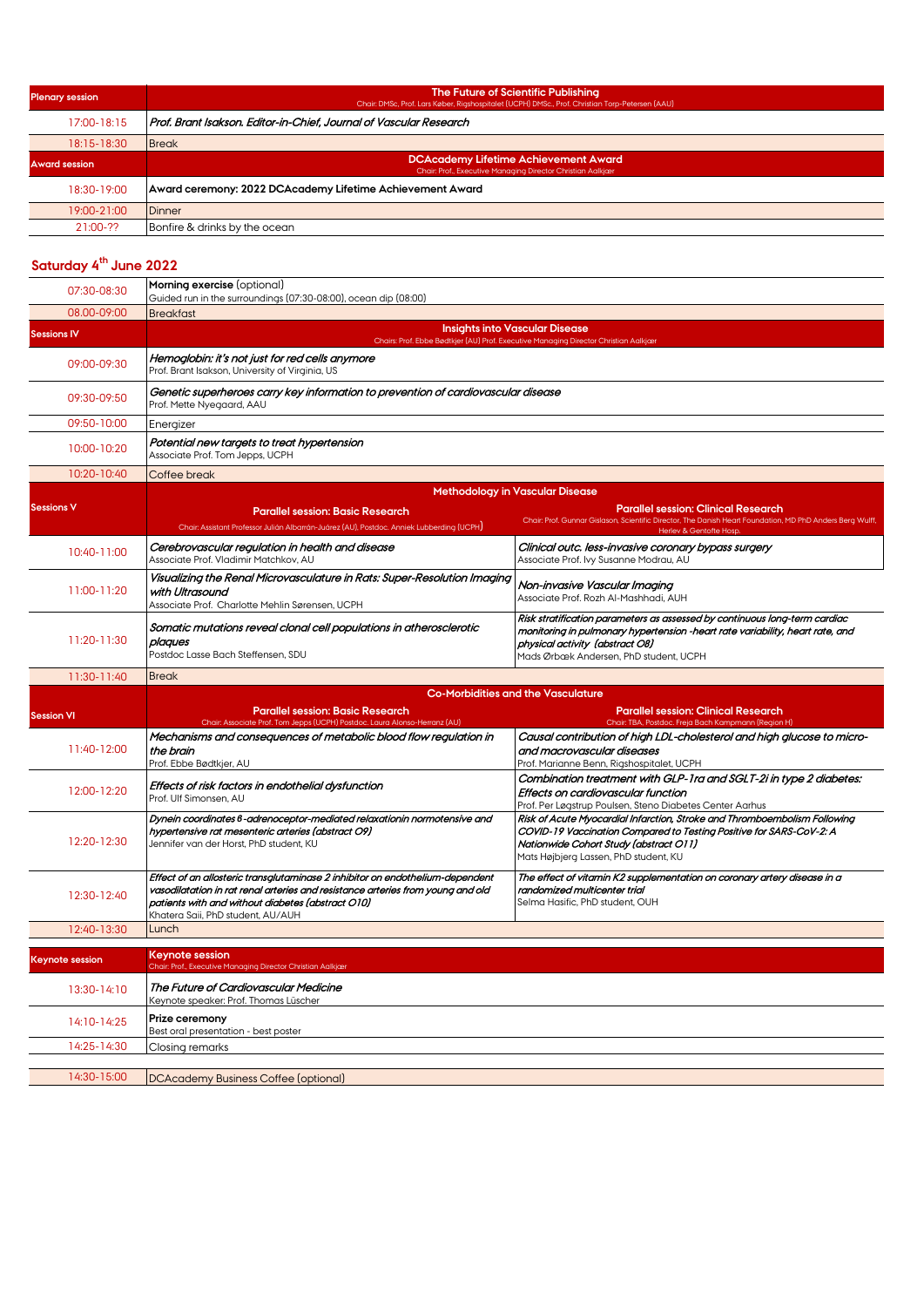| | | |
|---|---|---|
| **Plenary session** | **The Future of Scientific Publishing**<br>Chair: DMSc, Prof. Lars Køber, Rigshospitalet (UCPH) DMSc., Prof. Christian Torp-Petersen (AAU) | |
| 17:00-18:15 | *Prof. Brant Isakson. Editor-in-Chief, Journal of Vascular Research* | |
| 18:15-18:30 | Break | |
| **Award session** | **DCAcademy Lifetime Achievement Award**<br>Chair: Prof., Executive Managing Director Christian Aalkjær | |
| 18:30-19:00 | **Award ceremony: 2022 DCAcademy Lifetime Achievement Award** | |
| 19:00-21:00 | Dinner | |
| 21:00-?? | Bonfire & drinks by the ocean | |

## Saturday 4th June 2022

| | | |
|---|---|---|
| 07:30-08:30 | **Morning exercise** (optional)<br>Guided run in the surroundings (07:30-08:00), ocean dip (08:00) | |
| 08.00-09:00 | Breakfast | |
| **Sessions IV** | **Insights into Vascular Disease**<br>Chairs: Prof. Ebbe Bødtkjer (AU) Prof. Executive Managing Director Christian Aalkjær | |
| 09:00-09:30 | *Hemoglobin: it's not just for red cells anymore*<br>Prof. Brant Isakson, University of Virginia, US | |
| 09:30-09:50 | *Genetic superheroes carry key information to prevention of cardiovascular disease*<br>Prof. Mette Nyegaard, AAU | |
| 09:50-10:00 | Energizer | |
| 10:00-10:20 | *Potential new targets to treat hypertension*<br>Associate Prof. Tom Jepps, UCPH | |
| 10:20-10:40 | Coffee break | |
| **Sessions V** | **Methodology in Vascular Disease**<br>**Parallel session: Basic Research**<br>Chair: Assistant Professor Julián Albarrán-Juárez (AU), Postdoc. Anniek Lubberding (UCPH) | **Parallel session: Clinical Research**<br>Chair: Prof. Gunnar Gislason, Scientific Director, The Danish Heart Foundation, MD PhD Anders Berg Wulff, Herlev & Gentofte Hosp. |
| 10:40-11:00 | *Cerebrovascular regulation in health and disease*<br>Associate Prof. Vladimir Matchkov, AU | *Clinical outc. less-invasive coronary bypass surgery*<br>Associate Prof. Ivy Susanne Modrau, AU |
| 11:00-11:20 | *Visualizing the Renal Microvasculature in Rats: Super-Resolution Imaging with Ultrasound*<br>Associate Prof. Charlotte Mehlin Sørensen, UCPH | *Non-invasive Vascular Imaging*<br>Associate Prof. Rozh Al-Mashhadi, AUH |
| 11:20-11:30 | *Somatic mutations reveal clonal cell populations in atherosclerotic plaques*<br>Postdoc Lasse Bach Steffensen, SDU | *Risk stratification parameters as assessed by continuous long-term cardiac monitoring in pulmonary hypertension -heart rate variability, heart rate, and physical activity (abstract O8)*<br>Mads Ørbæk Andersen, PhD student, UCPH |
| 11:30-11:40 | Break | |
| **Session VI** | **Co-Morbidities and the Vasculature**<br>**Parallel session: Basic Research**<br>Chair: Associate Prof. Tom Jepps (UCPH) Postdoc. Laura Alonso-Herranz (AU) | **Parallel session: Clinical Research**<br>Chair: TBA, Postdoc. Freja Bach Kampmann (Region H) |
| 11:40-12:00 | *Mechanisms and consequences of metabolic blood flow regulation in the brain*<br>Prof. Ebbe Bødtkjer, AU | *Causal contribution of high LDL-cholesterol and high glucose to micro- and macrovascular diseases*<br>Prof. Marianne Benn, Rigshospitalet, UCPH |
| 12:00-12:20 | *Effects of risk factors in endothelial dysfunction*<br>Prof. Ulf Simonsen, AU | *Combination treatment with GLP-1ra and SGLT-2i in type 2 diabetes: Effects on cardiovascular function*<br>Prof. Per Løgstrup Poulsen, Steno Diabetes Center Aarhus |
| 12:20-12:30 | *Dynein coordinates β-adrenoceptor-mediated relaxationin normotensive and hypertensive rat mesenteric arteries (abstract O9)*<br>Jennifer van der Horst, PhD student, KU | *Risk of Acute Myocardial Infarction, Stroke and Thromboembolism Following COVID-19 Vaccination Compared to Testing Positive for SARS-CoV-2: A Nationwide Cohort Study (abstract O11)*<br>Mats Højbjerg Lassen, PhD student, KU |
| 12:30-12:40 | *Effect of an allosteric transglutaminase 2 inhibitor on endothelium-dependent vasodilatation in rat renal arteries and resistance arteries from young and old patients with and without diabetes (abstract O10)*<br>Khatera Saii, PhD student, AU/AUH | *The effect of vitamin K2 supplementation on coronary artery disease in a randomized multicenter trial*<br>Selma Hasific, PhD student, OUH |
| 12:40-13:30 | Lunch | |
| **Keynote session** | **Keynote session**<br>Chair: Prof., Executive Managing Director Christian Aalkjær | |
| 13:30-14:10 | *The Future of Cardiovascular Medicine*<br>Keynote speaker: Prof. Thomas Lüscher | |
| 14:10-14:25 | **Prize ceremony**<br>Best oral presentation - best poster | |
| 14:25-14:30 | Closing remarks | |
| 14:30-15:00 | DCAcademy Business Coffee (optional) | |